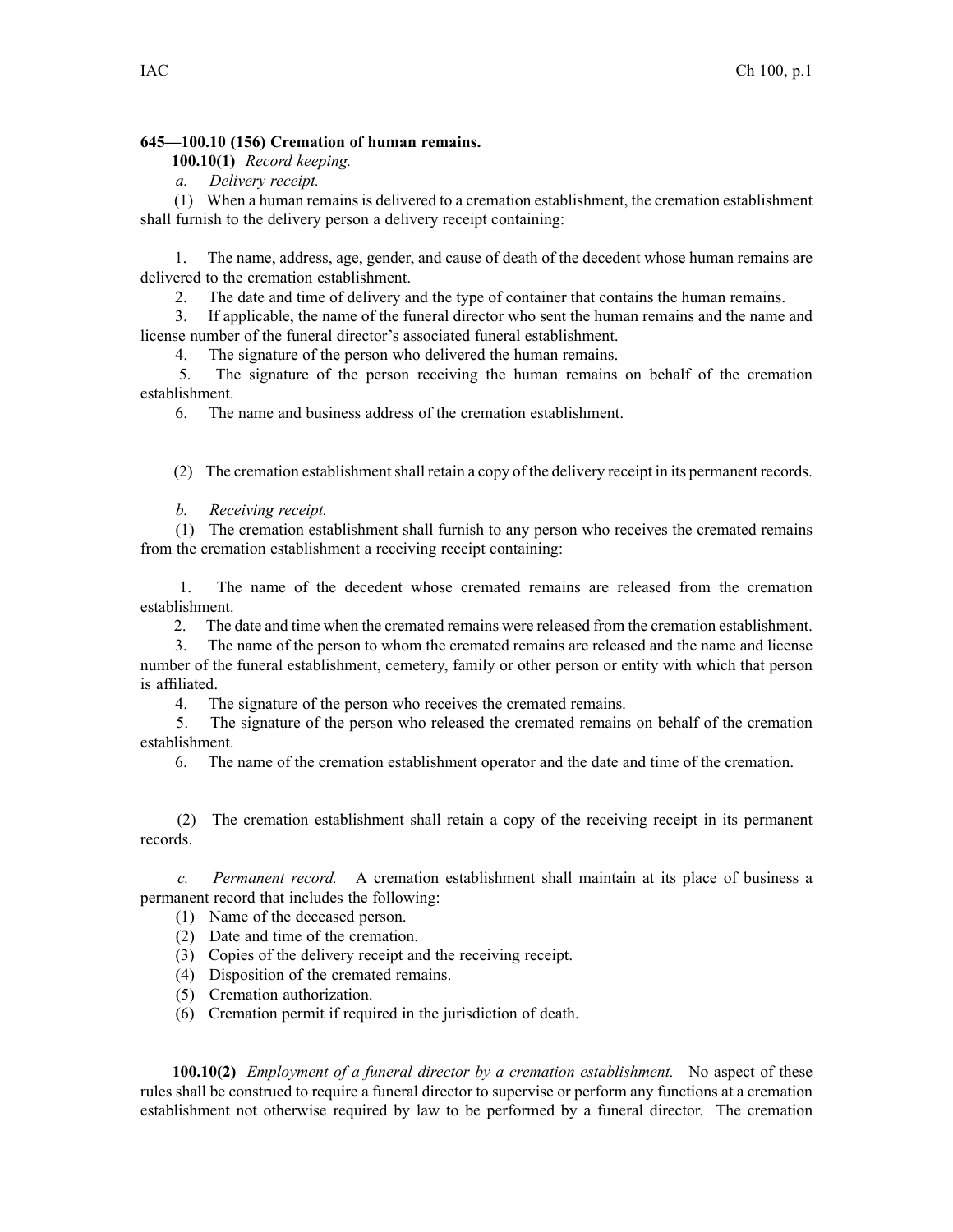**645—100.10 (156) Cremation of human remains.**

**100.10(1)** *Record keeping.*

*a. Delivery receipt.*

(1) When a human remains is delivered to a cremation establishment, the cremation establishment shall furnish to the delivery person a delivery receipt containing:

1. The name, address, age, gender, and cause of death of the decedent whose human remains are delivered to the cremation establishment.
2. The date and time of delivery and the type of container that contains the human remains.
3. If applicable, the name of the funeral director who sent the human remains and the name and license number of the funeral director's associated funeral establishment.
4. The signature of the person who delivered the human remains.
5. The signature of the person receiving the human remains on behalf of the cremation establishment.
6. The name and business address of the cremation establishment.

(2) The cremation establishment shall retain a copy of the delivery receipt in its permanent records.

*b. Receiving receipt.*

(1) The cremation establishment shall furnish to any person who receives the cremated remains from the cremation establishment a receiving receipt containing:

1. The name of the decedent whose cremated remains are released from the cremation establishment.
2. The date and time when the cremated remains were released from the cremation establishment.
3. The name of the person to whom the cremated remains are released and the name and license number of the funeral establishment, cemetery, family or other person or entity with which that person is affiliated.
4. The signature of the person who receives the cremated remains.
5. The signature of the person who released the cremated remains on behalf of the cremation establishment.
6. The name of the cremation establishment operator and the date and time of the cremation.

(2) The cremation establishment shall retain a copy of the receiving receipt in its permanent records.

*c. Permanent record.* A cremation establishment shall maintain at its place of business a permanent record that includes the following:

(1) Name of the deceased person.
(2) Date and time of the cremation.
(3) Copies of the delivery receipt and the receiving receipt.
(4) Disposition of the cremated remains.
(5) Cremation authorization.
(6) Cremation permit if required in the jurisdiction of death.

**100.10(2)** *Employment of a funeral director by a cremation establishment.* No aspect of these rules shall be construed to require a funeral director to supervise or perform any functions at a cremation establishment not otherwise required by law to be performed by a funeral director. The cremation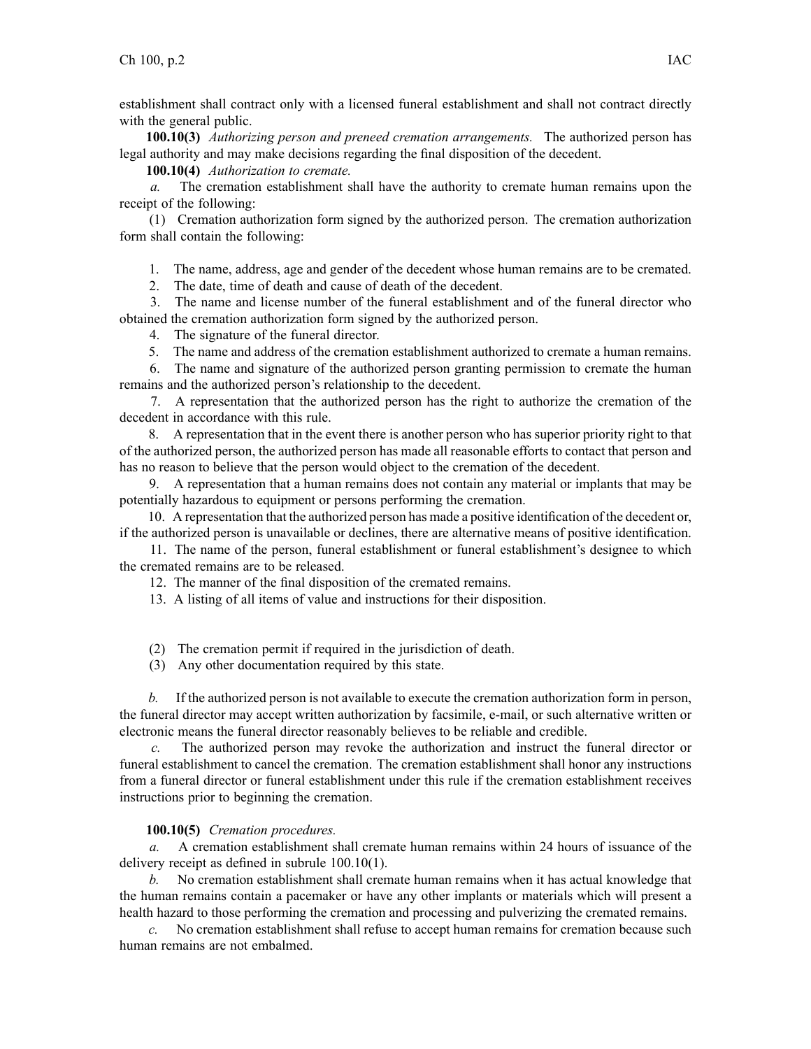establishment shall contract only with a licensed funeral establishment and shall not contract directly with the general public.

**100.10(3)** *Authorizing person and preneed cremation arrangements.* The authorized person has legal authority and may make decisions regarding the final disposition of the decedent.

**100.10(4)** *Authorization to cremate.*

*a.* The cremation establishment shall have the authority to cremate human remains upon the receipt of the following:

(1) Cremation authorization form signed by the authorized person. The cremation authorization form shall contain the following:

1. The name, address, age and gender of the decedent whose human remains are to be cremated.
2. The date, time of death and cause of death of the decedent.
3. The name and license number of the funeral establishment and of the funeral director who obtained the cremation authorization form signed by the authorized person.
4. The signature of the funeral director.
5. The name and address of the cremation establishment authorized to cremate a human remains.
6. The name and signature of the authorized person granting permission to cremate the human remains and the authorized person's relationship to the decedent.
7. A representation that the authorized person has the right to authorize the cremation of the decedent in accordance with this rule.
8. A representation that in the event there is another person who has superior priority right to that of the authorized person, the authorized person has made all reasonable efforts to contact that person and has no reason to believe that the person would object to the cremation of the decedent.
9. A representation that a human remains does not contain any material or implants that may be potentially hazardous to equipment or persons performing the cremation.
10. A representation that the authorized person has made a positive identification of the decedent or, if the authorized person is unavailable or declines, there are alternative means of positive identification.
11. The name of the person, funeral establishment or funeral establishment's designee to which the cremated remains are to be released.
12. The manner of the final disposition of the cremated remains.
13. A listing of all items of value and instructions for their disposition.

(2) The cremation permit if required in the jurisdiction of death.

(3) Any other documentation required by this state.

*b.* If the authorized person is not available to execute the cremation authorization form in person, the funeral director may accept written authorization by facsimile, e-mail, or such alternative written or electronic means the funeral director reasonably believes to be reliable and credible.

*c.* The authorized person may revoke the authorization and instruct the funeral director or funeral establishment to cancel the cremation. The cremation establishment shall honor any instructions from a funeral director or funeral establishment under this rule if the cremation establishment receives instructions prior to beginning the cremation.

**100.10(5)** *Cremation procedures.*

*a.* A cremation establishment shall cremate human remains within 24 hours of issuance of the delivery receipt as defined in subrule 100.10(1).

*b.* No cremation establishment shall cremate human remains when it has actual knowledge that the human remains contain a pacemaker or have any other implants or materials which will present a health hazard to those performing the cremation and processing and pulverizing the cremated remains.

*c.* No cremation establishment shall refuse to accept human remains for cremation because such human remains are not embalmed.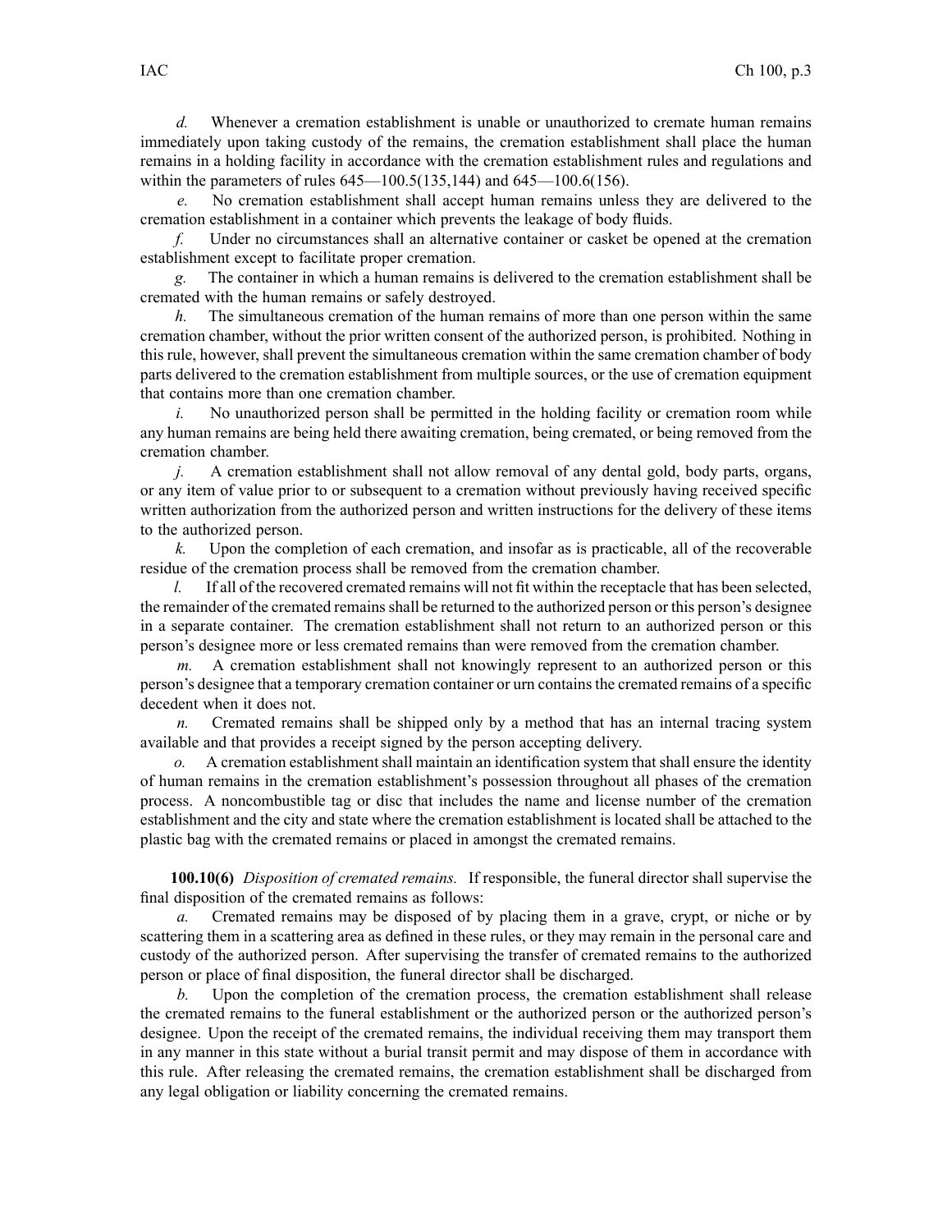*d.* Whenever a cremation establishment is unable or unauthorized to cremate human remains immediately upon taking custody of the remains, the cremation establishment shall place the human remains in a holding facility in accordance with the cremation establishment rules and regulations and within the parameters of rules 645—100.5(135,144) and 645—100.6(156).

*e.* No cremation establishment shall accept human remains unless they are delivered to the cremation establishment in a container which prevents the leakage of body fluids.

*f.* Under no circumstances shall an alternative container or casket be opened at the cremation establishment except to facilitate proper cremation.

*g.* The container in which a human remains is delivered to the cremation establishment shall be cremated with the human remains or safely destroyed.

*h.* The simultaneous cremation of the human remains of more than one person within the same cremation chamber, without the prior written consent of the authorized person, is prohibited. Nothing in this rule, however, shall prevent the simultaneous cremation within the same cremation chamber of body parts delivered to the cremation establishment from multiple sources, or the use of cremation equipment that contains more than one cremation chamber.

*i.* No unauthorized person shall be permitted in the holding facility or cremation room while any human remains are being held there awaiting cremation, being cremated, or being removed from the cremation chamber.

*j.* A cremation establishment shall not allow removal of any dental gold, body parts, organs, or any item of value prior to or subsequent to a cremation without previously having received specific written authorization from the authorized person and written instructions for the delivery of these items to the authorized person.

*k.* Upon the completion of each cremation, and insofar as is practicable, all of the recoverable residue of the cremation process shall be removed from the cremation chamber.

*l.* If all of the recovered cremated remains will not fit within the receptacle that has been selected, the remainder of the cremated remains shall be returned to the authorized person or this person's designee in a separate container. The cremation establishment shall not return to an authorized person or this person's designee more or less cremated remains than were removed from the cremation chamber.

*m.* A cremation establishment shall not knowingly represent to an authorized person or this person's designee that a temporary cremation container or urn contains the cremated remains of a specific decedent when it does not.

*n.* Cremated remains shall be shipped only by a method that has an internal tracing system available and that provides a receipt signed by the person accepting delivery.

*o.* A cremation establishment shall maintain an identification system that shall ensure the identity of human remains in the cremation establishment's possession throughout all phases of the cremation process. A noncombustible tag or disc that includes the name and license number of the cremation establishment and the city and state where the cremation establishment is located shall be attached to the plastic bag with the cremated remains or placed in amongst the cremated remains.

**100.10(6)** *Disposition of cremated remains.* If responsible, the funeral director shall supervise the final disposition of the cremated remains as follows:

*a.* Cremated remains may be disposed of by placing them in a grave, crypt, or niche or by scattering them in a scattering area as defined in these rules, or they may remain in the personal care and custody of the authorized person. After supervising the transfer of cremated remains to the authorized person or place of final disposition, the funeral director shall be discharged.

*b.* Upon the completion of the cremation process, the cremation establishment shall release the cremated remains to the funeral establishment or the authorized person or the authorized person's designee. Upon the receipt of the cremated remains, the individual receiving them may transport them in any manner in this state without a burial transit permit and may dispose of them in accordance with this rule. After releasing the cremated remains, the cremation establishment shall be discharged from any legal obligation or liability concerning the cremated remains.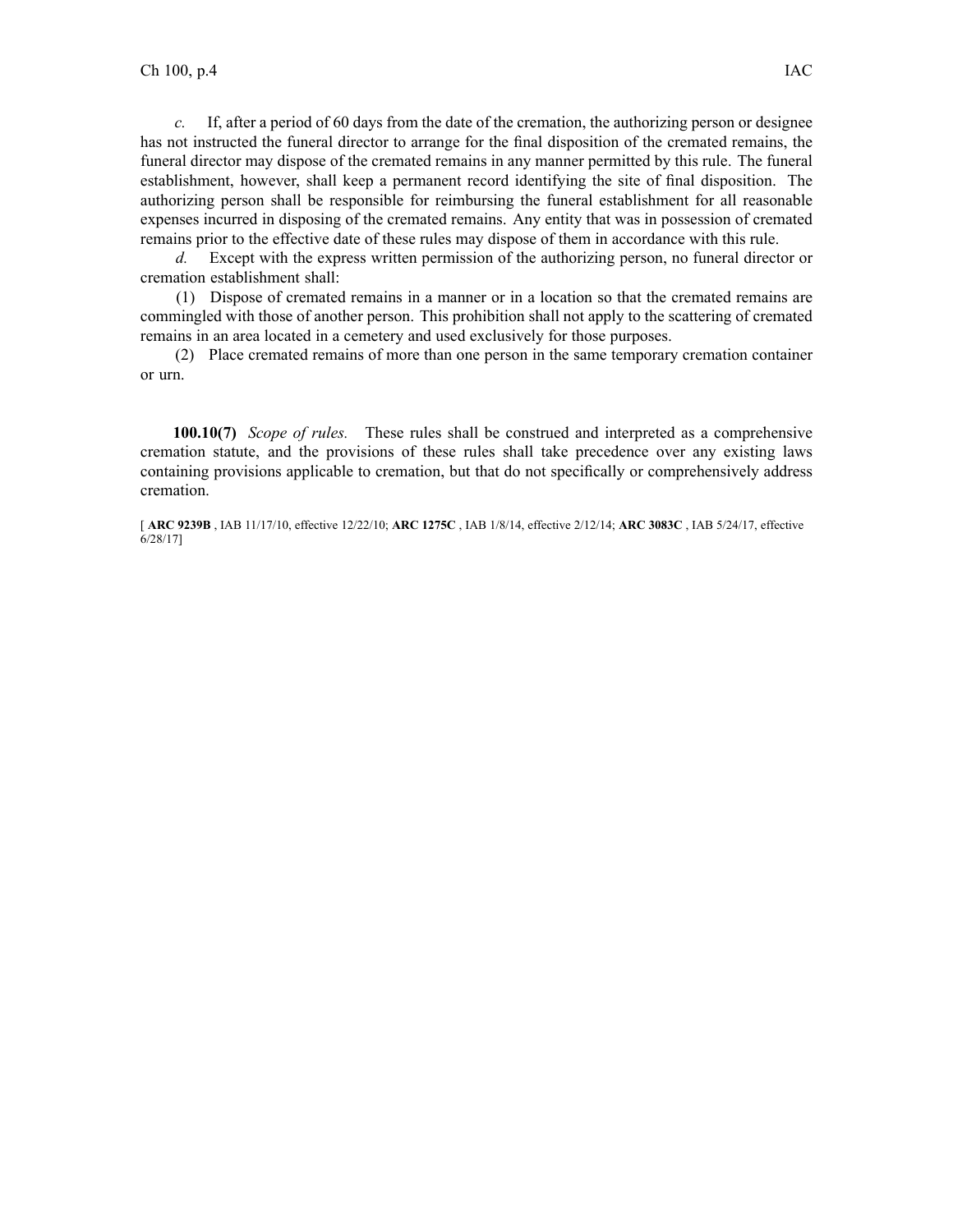*c.* If, after a period of 60 days from the date of the cremation, the authorizing person or designee has not instructed the funeral director to arrange for the final disposition of the cremated remains, the funeral director may dispose of the cremated remains in any manner permitted by this rule. The funeral establishment, however, shall keep a permanent record identifying the site of final disposition. The authorizing person shall be responsible for reimbursing the funeral establishment for all reasonable expenses incurred in disposing of the cremated remains. Any entity that was in possession of cremated remains prior to the effective date of these rules may dispose of them in accordance with this rule.

*d.* Except with the express written permission of the authorizing person, no funeral director or cremation establishment shall:

(1) Dispose of cremated remains in a manner or in a location so that the cremated remains are commingled with those of another person. This prohibition shall not apply to the scattering of cremated remains in an area located in a cemetery and used exclusively for those purposes.

(2) Place cremated remains of more than one person in the same temporary cremation container or urn.

**100.10(7)** *Scope of rules.* These rules shall be construed and interpreted as a comprehensive cremation statute, and the provisions of these rules shall take precedence over any existing laws containing provisions applicable to cremation, but that do not specifically or comprehensively address cremation.

[ **ARC 9239B** , IAB 11/17/10, effective 12/22/10; **ARC 1275C** , IAB 1/8/14, effective 2/12/14; **ARC 3083C** , IAB 5/24/17, effective 6/28/17]